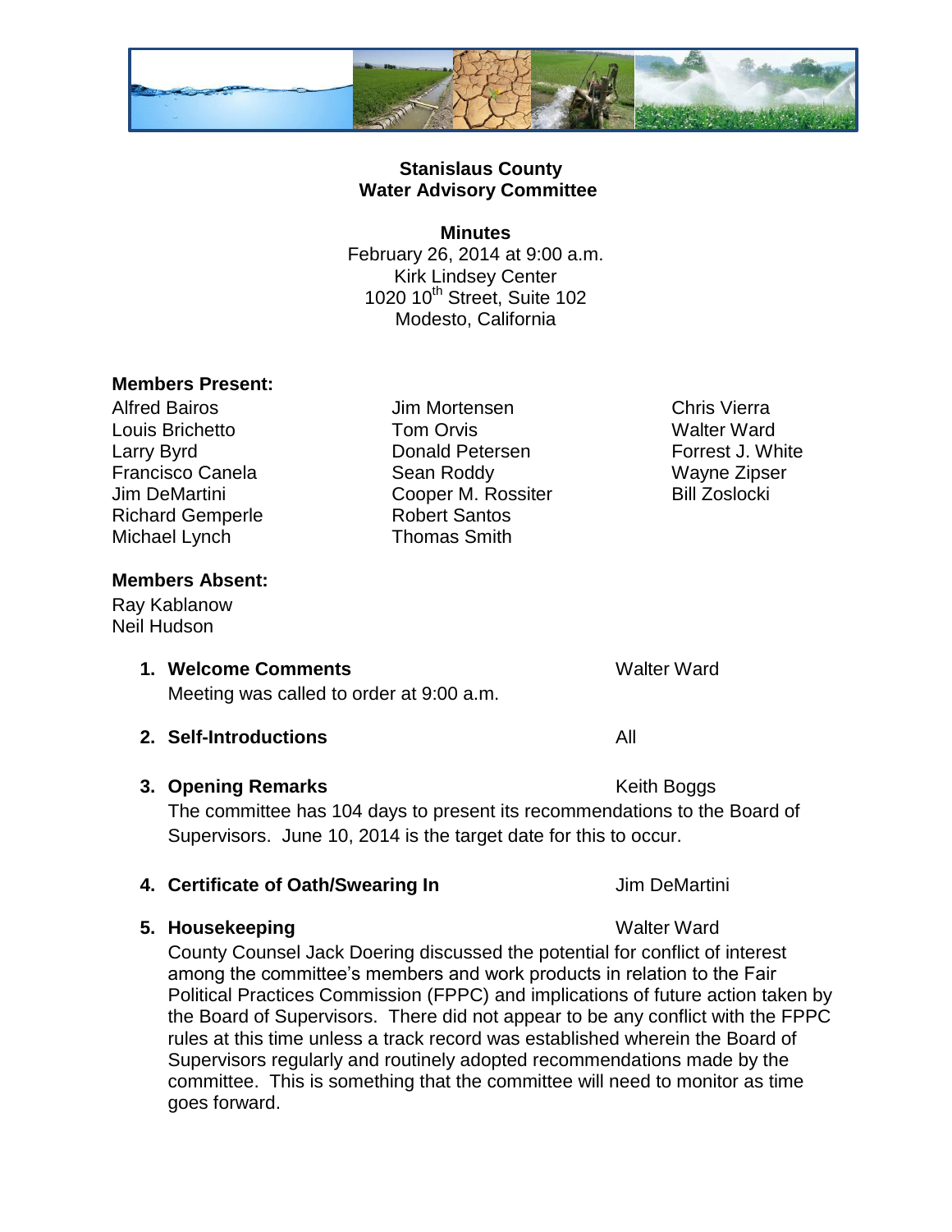**Stanislaus County**
**Water Advisory Committee**

**Minutes**

February 26, 2014 at 9:00 a.m.
Kirk Lindsey Center
1020 10th Street, Suite 102
Modesto, California

**Members Present:**

Alfred Bairos
Louis Brichetto
Larry Byrd
Francisco Canela
Jim DeMartini
Richard Gemperle
Michael Lynch
Jim Mortensen
Tom Orvis
Donald Petersen
Sean Roddy
Cooper M. Rossiter
Robert Santos
Thomas Smith
Chris Vierra
Walter Ward
Forrest J. White
Wayne Zipser
Bill Zoslocki

**Members Absent:**

Ray Kablanow
Neil Hudson

1. **Welcome Comments** — Walter Ward

   Meeting was called to order at 9:00 a.m.

2. **Self-Introductions** — All

3. **Opening Remarks** — Keith Boggs

   The committee has 104 days to present its recommendations to the Board of Supervisors. June 10, 2014 is the target date for this to occur.

4. **Certificate of Oath/Swearing In** — Jim DeMartini

5. **Housekeeping** — Walter Ward

   County Counsel Jack Doering discussed the potential for conflict of interest among the committee's members and work products in relation to the Fair Political Practices Commission (FPPC) and implications of future action taken by the Board of Supervisors. There did not appear to be any conflict with the FPPC rules at this time unless a track record was established wherein the Board of Supervisors regularly and routinely adopted recommendations made by the committee. This is something that the committee will need to monitor as time goes forward.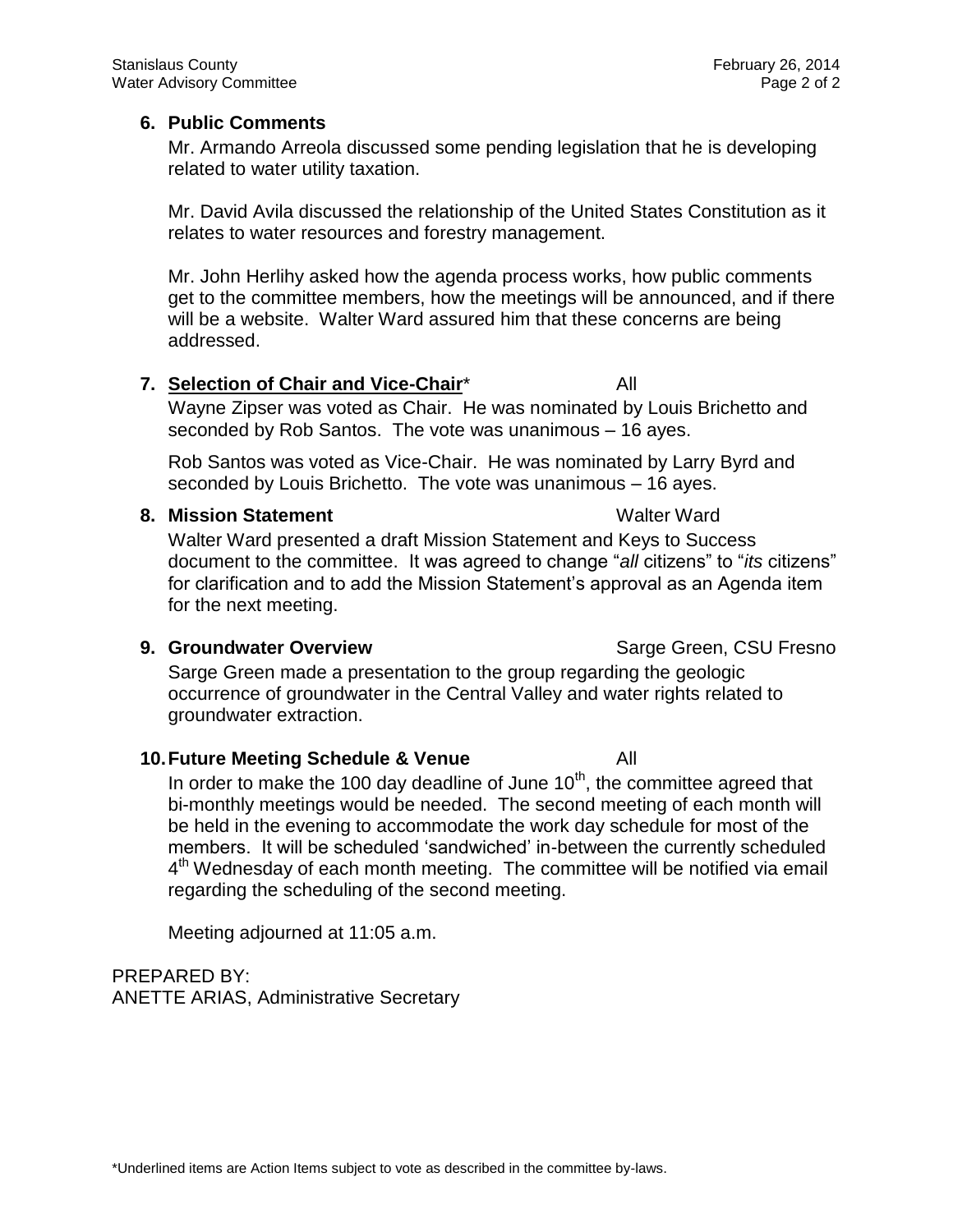**6. Public Comments**

Mr. Armando Arreola discussed some pending legislation that he is developing related to water utility taxation.

Mr. David Avila discussed the relationship of the United States Constitution as it relates to water resources and forestry management.

Mr. John Herlihy asked how the agenda process works, how public comments get to the committee members, how the meetings will be announced, and if there will be a website. Walter Ward assured him that these concerns are being addressed.

**7. <u>Selection of Chair and Vice-Chair</u>*** All

Wayne Zipser was voted as Chair. He was nominated by Louis Brichetto and seconded by Rob Santos. The vote was unanimous – 16 ayes.

Rob Santos was voted as Vice-Chair. He was nominated by Larry Byrd and seconded by Louis Brichetto. The vote was unanimous – 16 ayes.

**8. Mission Statement** Walter Ward

Walter Ward presented a draft Mission Statement and Keys to Success document to the committee. It was agreed to change "*all* citizens" to "*its* citizens" for clarification and to add the Mission Statement's approval as an Agenda item for the next meeting.

**9. Groundwater Overview** Sarge Green, CSU Fresno

Sarge Green made a presentation to the group regarding the geologic occurrence of groundwater in the Central Valley and water rights related to groundwater extraction.

**10. Future Meeting Schedule & Venue** All

In order to make the 100 day deadline of June 10th, the committee agreed that bi-monthly meetings would be needed. The second meeting of each month will be held in the evening to accommodate the work day schedule for most of the members. It will be scheduled 'sandwiched' in-between the currently scheduled 4th Wednesday of each month meeting. The committee will be notified via email regarding the scheduling of the second meeting.

Meeting adjourned at 11:05 a.m.

PREPARED BY:
ANETTE ARIAS, Administrative Secretary

*Underlined items are Action Items subject to vote as described in the committee by-laws.